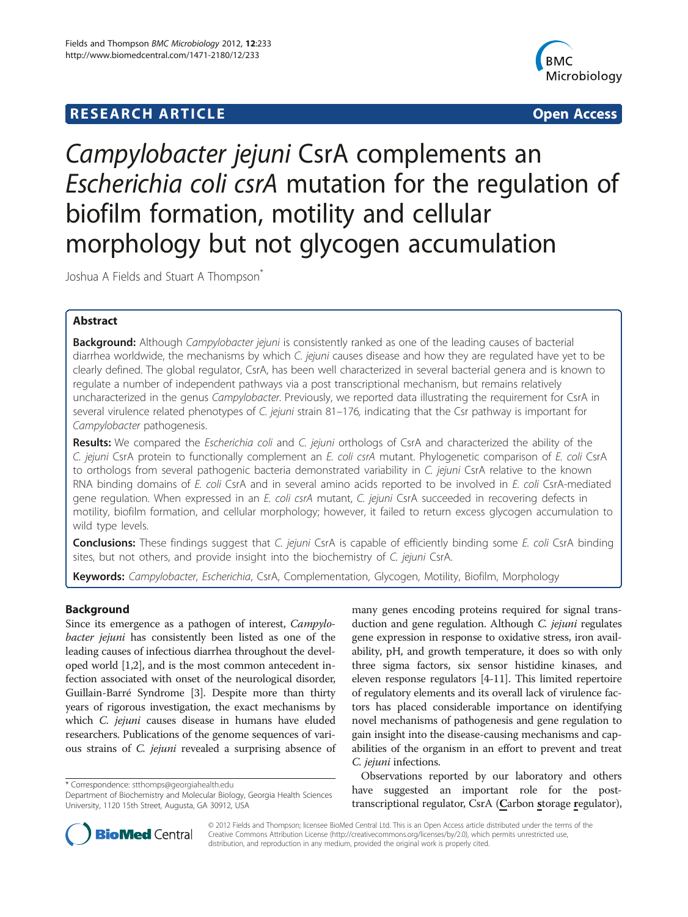RESEARCH ARTICLE

Open Access

# *Campylobacter jejuni* CsrA complements an *Escherichia coli csrA* mutation for the regulation of biofilm formation, motility and cellular morphology but not glycogen accumulation

Joshua A Fields and Stuart A Thompson*

## Abstract

**Background:** Although *Campylobacter jejuni* is consistently ranked as one of the leading causes of bacterial diarrhea worldwide, the mechanisms by which *C. jejuni* causes disease and how they are regulated have yet to be clearly defined. The global regulator, CsrA, has been well characterized in several bacterial genera and is known to regulate a number of independent pathways via a post transcriptional mechanism, but remains relatively uncharacterized in the genus *Campylobacter*. Previously, we reported data illustrating the requirement for CsrA in several virulence related phenotypes of *C. jejuni* strain 81–176, indicating that the Csr pathway is important for *Campylobacter* pathogenesis.

**Results:** We compared the *Escherichia coli* and *C. jejuni* orthologs of CsrA and characterized the ability of the *C. jejuni* CsrA protein to functionally complement an *E. coli csrA* mutant. Phylogenetic comparison of *E. coli* CsrA to orthologs from several pathogenic bacteria demonstrated variability in *C. jejuni* CsrA relative to the known RNA binding domains of *E. coli* CsrA and in several amino acids reported to be involved in *E. coli* CsrA-mediated gene regulation. When expressed in an *E. coli csrA* mutant, *C. jejuni* CsrA succeeded in recovering defects in motility, biofilm formation, and cellular morphology; however, it failed to return excess glycogen accumulation to wild type levels.

**Conclusions:** These findings suggest that *C. jejuni* CsrA is capable of efficiently binding some *E. coli* CsrA binding sites, but not others, and provide insight into the biochemistry of *C. jejuni* CsrA.

**Keywords:** *Campylobacter*, *Escherichia*, CsrA, Complementation, Glycogen, Motility, Biofilm, Morphology

## Background

Since its emergence as a pathogen of interest, *Campylobacter jejuni* has consistently been listed as one of the leading causes of infectious diarrhea throughout the developed world [1,2], and is the most common antecedent infection associated with onset of the neurological disorder, Guillain-Barré Syndrome [3]. Despite more than thirty years of rigorous investigation, the exact mechanisms by which *C. jejuni* causes disease in humans have eluded researchers. Publications of the genome sequences of various strains of *C. jejuni* revealed a surprising absence of many genes encoding proteins required for signal transduction and gene regulation. Although *C. jejuni* regulates gene expression in response to oxidative stress, iron availability, pH, and growth temperature, it does so with only three sigma factors, six sensor histidine kinases, and eleven response regulators [4-11]. This limited repertoire of regulatory elements and its overall lack of virulence factors has placed considerable importance on identifying novel mechanisms of pathogenesis and gene regulation to gain insight into the disease-causing mechanisms and capabilities of the organism in an effort to prevent and treat *C. jejuni* infections.

Observations reported by our laboratory and others have suggested an important role for the post-transcriptional regulator, CsrA (**C**arbon **s**torage **r**egulator),

* Correspondence: stthomps@georgiahealth.edu
Department of Biochemistry and Molecular Biology, Georgia Health Sciences University, 1120 15th Street, Augusta, GA 30912, USA

© 2012 Fields and Thompson; licensee BioMed Central Ltd. This is an Open Access article distributed under the terms of the Creative Commons Attribution License (http://creativecommons.org/licenses/by/2.0), which permits unrestricted use, distribution, and reproduction in any medium, provided the original work is properly cited.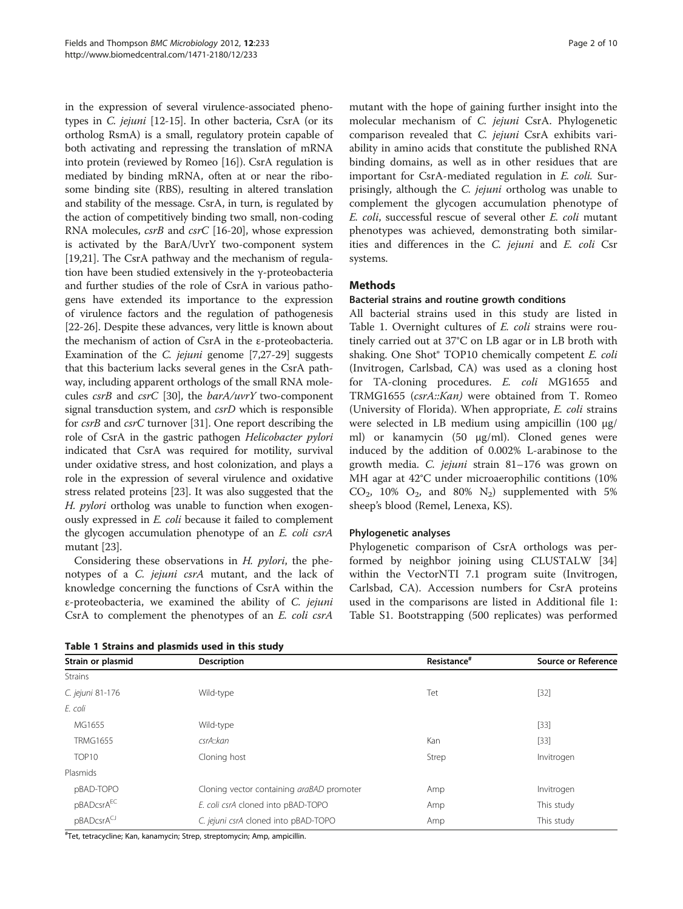in the expression of several virulence-associated phenotypes in *C. jejuni* [12-15]. In other bacteria, CsrA (or its ortholog RsmA) is a small, regulatory protein capable of both activating and repressing the translation of mRNA into protein (reviewed by Romeo [16]). CsrA regulation is mediated by binding mRNA, often at or near the ribosome binding site (RBS), resulting in altered translation and stability of the message. CsrA, in turn, is regulated by the action of competitively binding two small, non-coding RNA molecules, *csrB* and *csrC* [16-20], whose expression is activated by the BarA/UvrY two-component system [19,21]. The CsrA pathway and the mechanism of regulation have been studied extensively in the γ-proteobacteria and further studies of the role of CsrA in various pathogens have extended its importance to the expression of virulence factors and the regulation of pathogenesis [22-26]. Despite these advances, very little is known about the mechanism of action of CsrA in the ε-proteobacteria. Examination of the *C. jejuni* genome [7,27-29] suggests that this bacterium lacks several genes in the CsrA pathway, including apparent orthologs of the small RNA molecules *csrB* and *csrC* [30], the *barA/uvrY* two-component signal transduction system, and *csrD* which is responsible for *csrB* and *csrC* turnover [31]. One report describing the role of CsrA in the gastric pathogen *Helicobacter pylori* indicated that CsrA was required for motility, survival under oxidative stress, and host colonization, and plays a role in the expression of several virulence and oxidative stress related proteins [23]. It was also suggested that the *H. pylori* ortholog was unable to function when exogenously expressed in *E. coli* because it failed to complement the glycogen accumulation phenotype of an *E. coli csrA* mutant [23].

Considering these observations in *H. pylori*, the phenotypes of a *C. jejuni csrA* mutant, and the lack of knowledge concerning the functions of CsrA within the ε-proteobacteria, we examined the ability of *C. jejuni* CsrA to complement the phenotypes of an *E. coli csrA* mutant with the hope of gaining further insight into the molecular mechanism of *C. jejuni* CsrA. Phylogenetic comparison revealed that *C. jejuni* CsrA exhibits variability in amino acids that constitute the published RNA binding domains, as well as in other residues that are important for CsrA-mediated regulation in *E. coli.* Surprisingly, although the *C. jejuni* ortholog was unable to complement the glycogen accumulation phenotype of *E. coli*, successful rescue of several other *E. coli* mutant phenotypes was achieved, demonstrating both similarities and differences in the *C. jejuni* and *E. coli* Csr systems.

## Methods

### Bacterial strains and routine growth conditions

All bacterial strains used in this study are listed in Table 1. Overnight cultures of *E. coli* strains were routinely carried out at 37°C on LB agar or in LB broth with shaking. One Shot® TOP10 chemically competent *E. coli* (Invitrogen, Carlsbad, CA) was used as a cloning host for TA-cloning procedures. *E. coli* MG1655 and TRMG1655 (*csrA::Kan)* were obtained from T. Romeo (University of Florida). When appropriate, *E. coli* strains were selected in LB medium using ampicillin (100 μg/ml) or kanamycin (50 μg/ml). Cloned genes were induced by the addition of 0.002% L-arabinose to the growth media. *C. jejuni* strain 81–176 was grown on MH agar at 42°C under microaerophilic contitions (10% $CO_2$, 10% $O_2$, and 80% $N_2$) supplemented with 5% sheep's blood (Remel, Lenexa, KS).

### Phylogenetic analyses

Phylogenetic comparison of CsrA orthologs was performed by neighbor joining using CLUSTALW [34] within the VectorNTI 7.1 program suite (Invitrogen, Carlsbad, CA). Accession numbers for CsrA proteins used in the comparisons are listed in Additional file 1: Table S1. Bootstrapping (500 replicates) was performed

**Table 1 Strains and plasmids used in this study**

| Strain or plasmid | Description | Resistance[#] | Source or Reference |
|---|---|---|---|
| Strains | | | |
| *C. jejuni* 81-176 | Wild-type | Tet | [32] |
| *E. coli* | | | |
| MG1655 | Wild-type | | [33] |
| TRMG1655 | *csrA::kan* | Kan | [33] |
| TOP10 | Cloning host | Strep | Invitrogen |
| Plasmids | | | |
| pBAD-TOPO | Cloning vector containing *araBAD* promoter | Amp | Invitrogen |
| pBADcsrA[EC] | *E. coli csrA* cloned into pBAD-TOPO | Amp | This study |
| pBADcsrA[CJ] | *C. jejuni csrA* cloned into pBAD-TOPO | Amp | This study |

[#]Tet, tetracycline; Kan, kanamycin; Strep, streptomycin; Amp, ampicillin.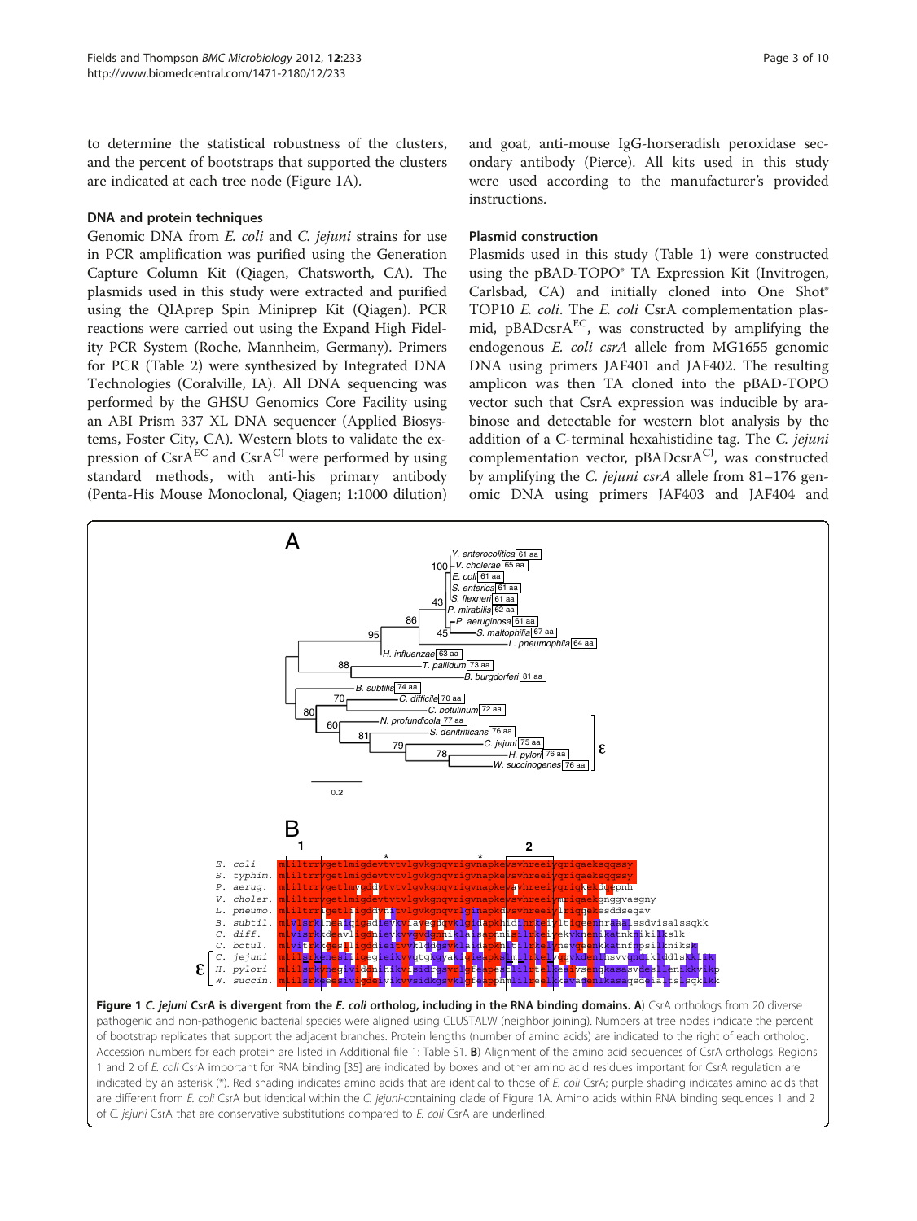to determine the statistical robustness of the clusters, and the percent of bootstraps that supported the clusters are indicated at each tree node (Figure 1A).

### DNA and protein techniques

Genomic DNA from *E. coli* and *C. jejuni* strains for use in PCR amplification was purified using the Generation Capture Column Kit (Qiagen, Chatsworth, CA). The plasmids used in this study were extracted and purified using the QIAprep Spin Miniprep Kit (Qiagen). PCR reactions were carried out using the Expand High Fidelity PCR System (Roche, Mannheim, Germany). Primers for PCR (Table 2) were synthesized by Integrated DNA Technologies (Coralville, IA). All DNA sequencing was performed by the GHSU Genomics Core Facility using an ABI Prism 337 XL DNA sequencer (Applied Biosystems, Foster City, CA). Western blots to validate the expression of CsrA$^{EC}$ and CsrA$^{CJ}$ were performed by using standard methods, with anti-his primary antibody (Penta-His Mouse Monoclonal, Qiagen; 1:1000 dilution) and goat, anti-mouse IgG-horseradish peroxidase secondary antibody (Pierce). All kits used in this study were used according to the manufacturer's provided instructions.

### Plasmid construction

Plasmids used in this study (Table 1) were constructed using the pBAD-TOPO® TA Expression Kit (Invitrogen, Carlsbad, CA) and initially cloned into One Shot® TOP10 *E. coli*. The *E. coli* CsrA complementation plasmid, pBADcsrA$^{EC}$, was constructed by amplifying the endogenous *E. coli csrA* allele from MG1655 genomic DNA using primers JAF401 and JAF402. The resulting amplicon was then TA cloned into the pBAD-TOPO vector such that CsrA expression was inducible by arabinose and detectable for western blot analysis by the addition of a C-terminal hexahistidine tag. The *C. jejuni* complementation vector, pBADcsrA$^{CJ}$, was constructed by amplifying the *C. jejuni csrA* allele from 81–176 genomic DNA using primers JAF403 and JAF404 and

**Figure 1** ***C. jejuni* CsrA is divergent from the *E. coli* ortholog, including in the RNA binding domains. A**) CsrA orthologs from 20 diverse pathogenic and non-pathogenic bacterial species were aligned using CLUSTALW (neighbor joining). Numbers at tree nodes indicate the percent of bootstrap replicates that support the adjacent branches. Protein lengths (number of amino acids) are indicated to the right of each ortholog. Accession numbers for each protein are listed in Additional file 1: Table S1. **B**) Alignment of the amino acid sequences of CsrA orthologs. Regions 1 and 2 of *E. coli* CsrA important for RNA binding [35] are indicated by boxes and other amino acid residues important for CsrA regulation are indicated by an asterisk (*). Red shading indicates amino acids that are identical to those of *E. coli* CsrA; purple shading indicates amino acids that are different from *E. coli* CsrA but identical within the *C. jejuni*-containing clade of Figure 1A. Amino acids within RNA binding sequences 1 and 2 of *C. jejuni* CsrA that are conservative substitutions compared to *E. coli* CsrA are underlined.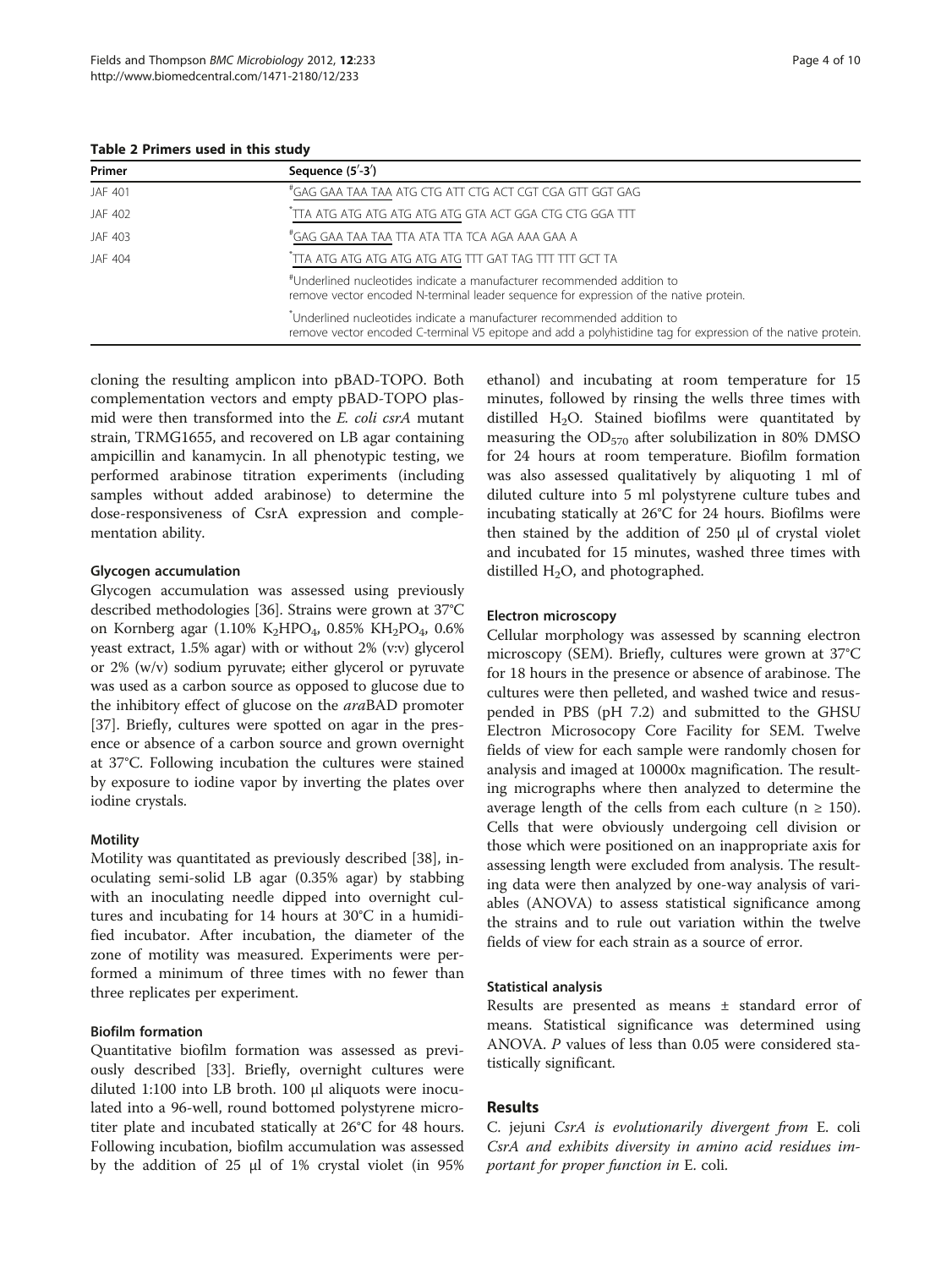**Table 2 Primers used in this study**

| Primer | Sequence (5′-3′) |
|---|---|
| JAF 401 | #GAG GAA TAA TAA ATG CTG ATT CTG ACT CGT CGA GTT GGT GAG |
| JAF 402 | *TTA ATG ATG ATG ATG ATG ATG GTA ACT GGA CTG CTG GGA TTT |
| JAF 403 | #GAG GAA TAA TAA TTA ATA TTA TCA AGA AAA GAA A |
| JAF 404 | *TTA ATG ATG ATG ATG ATG ATG TTT GAT TAG TTT TTT GCT TA |

#Underlined nucleotides indicate a manufacturer recommended addition to remove vector encoded N-terminal leader sequence for expression of the native protein.

*Underlined nucleotides indicate a manufacturer recommended addition to remove vector encoded C-terminal V5 epitope and add a polyhistidine tag for expression of the native protein.

cloning the resulting amplicon into pBAD-TOPO. Both complementation vectors and empty pBAD-TOPO plasmid were then transformed into the *E. coli csrA* mutant strain, TRMG1655, and recovered on LB agar containing ampicillin and kanamycin. In all phenotypic testing, we performed arabinose titration experiments (including samples without added arabinose) to determine the dose-responsiveness of CsrA expression and complementation ability.

#### Glycogen accumulation

Glycogen accumulation was assessed using previously described methodologies [36]. Strains were grown at 37°C on Kornberg agar (1.10% $K_2HPO_4$, 0.85% $KH_2PO_4$, 0.6% yeast extract, 1.5% agar) with or without 2% (v:v) glycerol or 2% (w/v) sodium pyruvate; either glycerol or pyruvate was used as a carbon source as opposed to glucose due to the inhibitory effect of glucose on the *ara*BAD promoter [37]. Briefly, cultures were spotted on agar in the presence or absence of a carbon source and grown overnight at 37°C. Following incubation the cultures were stained by exposure to iodine vapor by inverting the plates over iodine crystals.

#### Motility

Motility was quantitated as previously described [38], inoculating semi-solid LB agar (0.35% agar) by stabbing with an inoculating needle dipped into overnight cultures and incubating for 14 hours at 30°C in a humidified incubator. After incubation, the diameter of the zone of motility was measured. Experiments were performed a minimum of three times with no fewer than three replicates per experiment.

#### Biofilm formation

Quantitative biofilm formation was assessed as previously described [33]. Briefly, overnight cultures were diluted 1:100 into LB broth. 100 μl aliquots were inoculated into a 96-well, round bottomed polystyrene microtiter plate and incubated statically at 26°C for 48 hours. Following incubation, biofilm accumulation was assessed by the addition of 25 μl of 1% crystal violet (in 95% ethanol) and incubating at room temperature for 15 minutes, followed by rinsing the wells three times with distilled $H_2O$. Stained biofilms were quantitated by measuring the $OD_{570}$ after solubilization in 80% DMSO for 24 hours at room temperature. Biofilm formation was also assessed qualitatively by aliquoting 1 ml of diluted culture into 5 ml polystyrene culture tubes and incubating statically at 26°C for 24 hours. Biofilms were then stained by the addition of 250 μl of crystal violet and incubated for 15 minutes, washed three times with distilled $H_2O$, and photographed.

#### Electron microscopy

Cellular morphology was assessed by scanning electron microscopy (SEM). Briefly, cultures were grown at 37°C for 18 hours in the presence or absence of arabinose. The cultures were then pelleted, and washed twice and resuspended in PBS (pH 7.2) and submitted to the GHSU Electron Microsocopy Core Facility for SEM. Twelve fields of view for each sample were randomly chosen for analysis and imaged at 10000x magnification. The resulting micrographs where then analyzed to determine the average length of the cells from each culture ($n \geq 150$). Cells that were obviously undergoing cell division or those which were positioned on an inappropriate axis for assessing length were excluded from analysis. The resulting data were then analyzed by one-way analysis of variables (ANOVA) to assess statistical significance among the strains and to rule out variation within the twelve fields of view for each strain as a source of error.

#### Statistical analysis

Results are presented as means ± standard error of means. Statistical significance was determined using ANOVA. *P* values of less than 0.05 were considered statistically significant.

## Results

*C. jejuni CsrA is evolutionarily divergent from* E. coli *CsrA and exhibits diversity in amino acid residues important for proper function in* E. coli.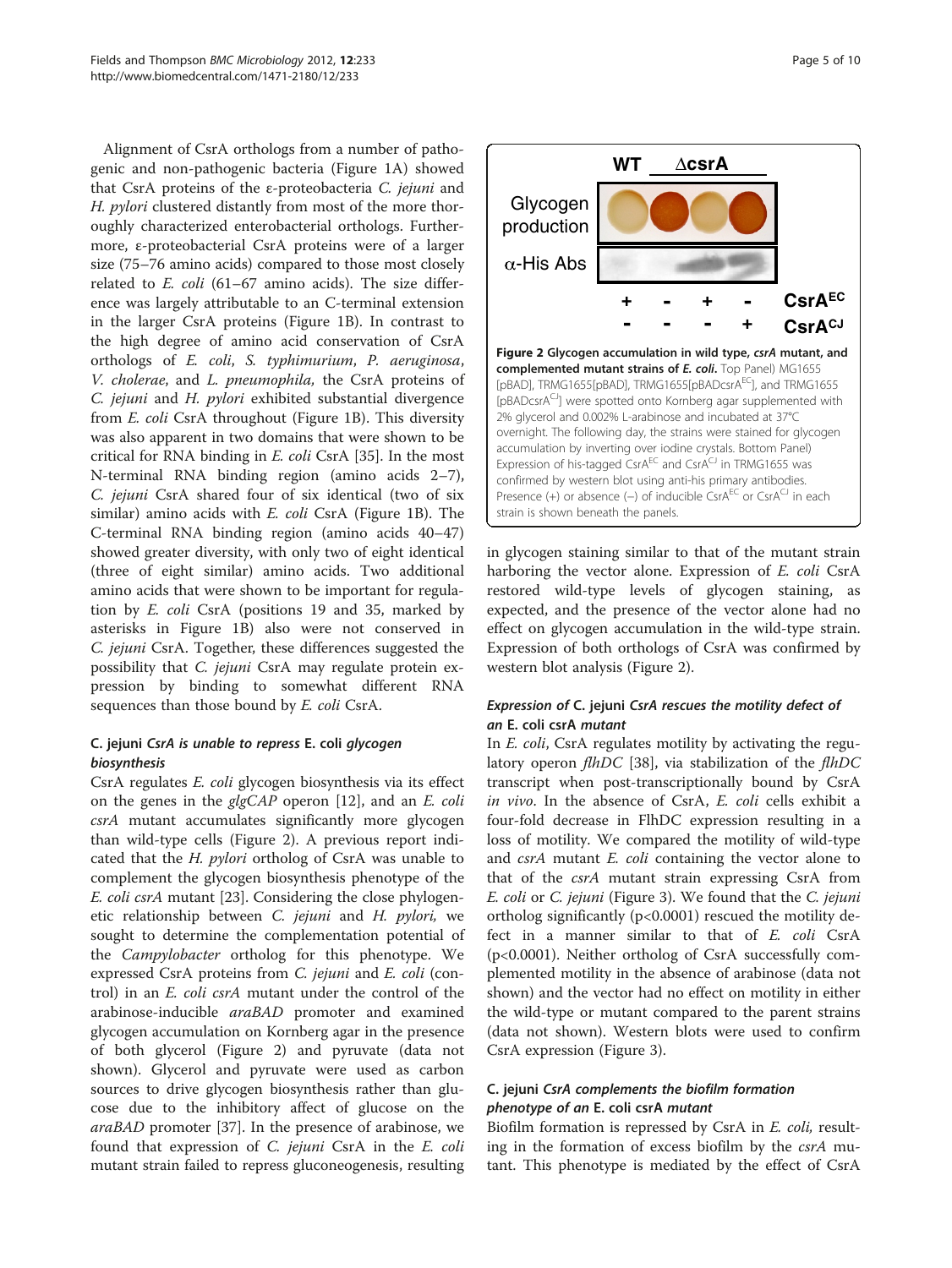Alignment of CsrA orthologs from a number of pathogenic and non-pathogenic bacteria (Figure 1A) showed that CsrA proteins of the ε-proteobacteria *C. jejuni* and *H. pylori* clustered distantly from most of the more thoroughly characterized enterobacterial orthologs. Furthermore, ε-proteobacterial CsrA proteins were of a larger size (75–76 amino acids) compared to those most closely related to *E. coli* (61–67 amino acids). The size difference was largely attributable to an C-terminal extension in the larger CsrA proteins (Figure 1B). In contrast to the high degree of amino acid conservation of CsrA orthologs of *E. coli*, *S. typhimurium*, *P. aeruginosa*, *V. cholerae*, and *L. pneumophila*, the CsrA proteins of *C. jejuni* and *H. pylori* exhibited substantial divergence from *E. coli* CsrA throughout (Figure 1B). This diversity was also apparent in two domains that were shown to be critical for RNA binding in *E. coli* CsrA [35]. In the most N-terminal RNA binding region (amino acids 2–7), *C. jejuni* CsrA shared four of six identical (two of six similar) amino acids with *E. coli* CsrA (Figure 1B). The C-terminal RNA binding region (amino acids 40–47) showed greater diversity, with only two of eight identical (three of eight similar) amino acids. Two additional amino acids that were shown to be important for regulation by *E. coli* CsrA (positions 19 and 35, marked by asterisks in Figure 1B) also were not conserved in *C. jejuni* CsrA. Together, these differences suggested the possibility that *C. jejuni* CsrA may regulate protein expression by binding to somewhat different RNA sequences than those bound by *E. coli* CsrA.

### *C. jejuni* CsrA is unable to repress *E. coli* glycogen biosynthesis

CsrA regulates *E. coli* glycogen biosynthesis via its effect on the genes in the *glgCAP* operon [12], and an *E. coli csrA* mutant accumulates significantly more glycogen than wild-type cells (Figure 2). A previous report indicated that the *H. pylori* ortholog of CsrA was unable to complement the glycogen biosynthesis phenotype of the *E. coli csrA* mutant [23]. Considering the close phylogenetic relationship between *C. jejuni* and *H. pylori*, we sought to determine the complementation potential of the *Campylobacter* ortholog for this phenotype. We expressed CsrA proteins from *C. jejuni* and *E. coli* (control) in an *E. coli csrA* mutant under the control of the arabinose-inducible *araBAD* promoter and examined glycogen accumulation on Kornberg agar in the presence of both glycerol (Figure 2) and pyruvate (data not shown). Glycerol and pyruvate were used as carbon sources to drive glycogen biosynthesis rather than glucose due to the inhibitory affect of glucose on the *araBAD* promoter [37]. In the presence of arabinose, we found that expression of *C. jejuni* CsrA in the *E. coli* mutant strain failed to repress gluconeogenesis, resulting in glycogen staining similar to that of the mutant strain harboring the vector alone. Expression of *E. coli* CsrA restored wild-type levels of glycogen staining, as expected, and the presence of the vector alone had no effect on glycogen accumulation in the wild-type strain. Expression of both orthologs of CsrA was confirmed by western blot analysis (Figure 2).

**Figure 2 Glycogen accumulation in wild type, *csrA* mutant, and complemented mutant strains of *E. coli*.** Top Panel) MG1655 [pBAD], TRMG1655[pBAD], TRMG1655[pBADcsrA$^{EC}$], and TRMG1655 [pBADcsrA$^{CJ}$] were spotted onto Kornberg agar supplemented with 2% glycerol and 0.002% L-arabinose and incubated at 37°C overnight. The following day, the strains were stained for glycogen accumulation by inverting over iodine crystals. Bottom Panel) Expression of his-tagged CsrA$^{EC}$ and CsrA$^{CJ}$ in TRMG1655 was confirmed by western blot using anti-his primary antibodies. Presence (+) or absence (−) of inducible CsrA$^{EC}$ or CsrA$^{CJ}$ in each strain is shown beneath the panels.

### Expression of *C. jejuni* CsrA rescues the motility defect of an *E. coli csrA* mutant

In *E. coli*, CsrA regulates motility by activating the regulatory operon *flhDC* [38], via stabilization of the *flhDC* transcript when post-transcriptionally bound by CsrA *in vivo*. In the absence of CsrA, *E. coli* cells exhibit a four-fold decrease in FlhDC expression resulting in a loss of motility. We compared the motility of wild-type and *csrA* mutant *E. coli* containing the vector alone to that of the *csrA* mutant strain expressing CsrA from *E. coli* or *C. jejuni* (Figure 3). We found that the *C. jejuni* ortholog significantly ($p<0.0001$) rescued the motility defect in a manner similar to that of *E. coli* CsrA ($p<0.0001$). Neither ortholog of CsrA successfully complemented motility in the absence of arabinose (data not shown) and the vector had no effect on motility in either the wild-type or mutant compared to the parent strains (data not shown). Western blots were used to confirm CsrA expression (Figure 3).

### *C. jejuni* CsrA complements the biofilm formation phenotype of an *E. coli csrA* mutant

Biofilm formation is repressed by CsrA in *E. coli*, resulting in the formation of excess biofilm by the *csrA* mutant. This phenotype is mediated by the effect of CsrA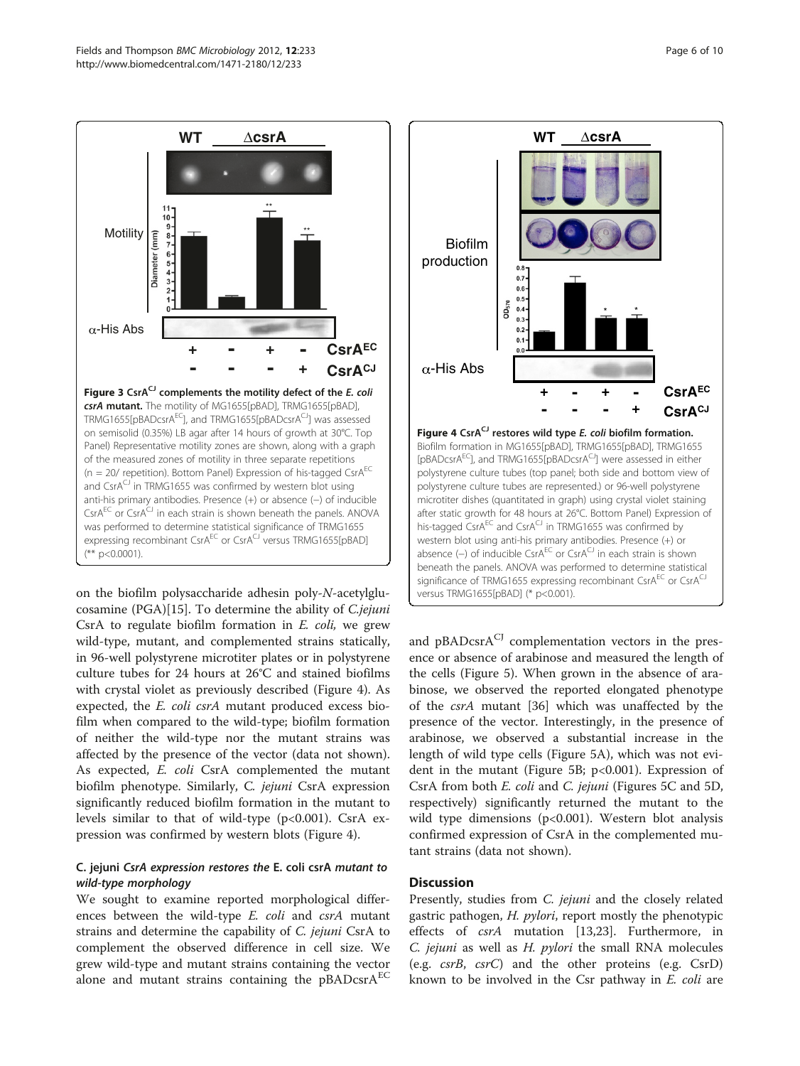**Figure 3 CsrA$^{CJ}$ complements the motility defect of the *E. coli csrA* mutant.** The motility of MG1655[pBAD], TRMG1655[pBAD], TRMG1655[pBADcsrA$^{EC}$], and TRMG1655[pBADcsrA$^{CJ}$] was assessed on semisolid (0.35%) LB agar after 14 hours of growth at 30°C. Top Panel) Representative motility zones are shown, along with a graph of the measured zones of motility in three separate repetitions (n = 20/ repetition). Bottom Panel) Expression of his-tagged CsrA$^{EC}$ and CsrA$^{CJ}$ in TRMG1655 was confirmed by western blot using anti-his primary antibodies. Presence (+) or absence (–) of inducible CsrA$^{EC}$ or CsrA$^{CJ}$ in each strain is shown beneath the panels. ANOVA was performed to determine statistical significance of TRMG1655 expressing recombinant CsrA$^{EC}$ or CsrA$^{CJ}$ versus TRMG1655[pBAD] (** p<0.0001).

**Figure 4 CsrA$^{CJ}$ restores wild type *E. coli* biofilm formation.** Biofilm formation in MG1655[pBAD], TRMG1655[pBAD], TRMG1655 [pBADcsrA$^{EC}$], and TRMG1655[pBADcsrA$^{CJ}$] were assessed in either polystyrene culture tubes (top panel; both side and bottom view of polystyrene culture tubes are represented.) or 96-well polystyrene microtiter dishes (quantitated in graph) using crystal violet staining after static growth for 48 hours at 26°C. Bottom Panel) Expression of his-tagged CsrA$^{EC}$ and CsrA$^{CJ}$ in TRMG1655 was confirmed by western blot using anti-his primary antibodies. Presence (+) or absence (–) of inducible CsrA$^{EC}$ or CsrA$^{CJ}$ in each strain is shown beneath the panels. ANOVA was performed to determine statistical significance of TRMG1655 expressing recombinant CsrA$^{EC}$ or CsrA$^{CJ}$ versus TRMG1655[pBAD] (* p<0.001).

on the biofilm polysaccharide adhesin poly-*N*-acetylglucosamine (PGA)[15]. To determine the ability of *C.jejuni* CsrA to regulate biofilm formation in *E. coli,* we grew wild-type, mutant, and complemented strains statically, in 96-well polystyrene microtiter plates or in polystyrene culture tubes for 24 hours at 26°C and stained biofilms with crystal violet as previously described (Figure 4). As expected, the *E. coli csrA* mutant produced excess biofilm when compared to the wild-type; biofilm formation of neither the wild-type nor the mutant strains was affected by the presence of the vector (data not shown). As expected, *E. coli* CsrA complemented the mutant biofilm phenotype. Similarly, *C. jejuni* CsrA expression significantly reduced biofilm formation in the mutant to levels similar to that of wild-type (p<0.001). CsrA expression was confirmed by western blots (Figure 4).

### *C. jejuni* CsrA expression restores the *E. coli csrA* mutant to wild-type morphology

We sought to examine reported morphological differences between the wild-type *E. coli* and *csrA* mutant strains and determine the capability of *C. jejuni* CsrA to complement the observed difference in cell size. We grew wild-type and mutant strains containing the vector alone and mutant strains containing the pBADcsrA$^{EC}$ and pBADcsrA$^{CJ}$ complementation vectors in the presence or absence of arabinose and measured the length of the cells (Figure 5). When grown in the absence of arabinose, we observed the reported elongated phenotype of the *csrA* mutant [36] which was unaffected by the presence of the vector. Interestingly, in the presence of arabinose, we observed a substantial increase in the length of wild type cells (Figure 5A), which was not evident in the mutant (Figure 5B; p<0.001). Expression of CsrA from both *E. coli* and *C. jejuni* (Figures 5C and 5D, respectively) significantly returned the mutant to the wild type dimensions (p<0.001). Western blot analysis confirmed expression of CsrA in the complemented mutant strains (data not shown).

## Discussion

Presently, studies from *C. jejuni* and the closely related gastric pathogen, *H. pylori*, report mostly the phenotypic effects of *csrA* mutation [13,23]. Furthermore, in *C. jejuni* as well as *H. pylori* the small RNA molecules (e.g. *csrB*, *csrC*) and the other proteins (e.g. CsrD) known to be involved in the Csr pathway in *E. coli* are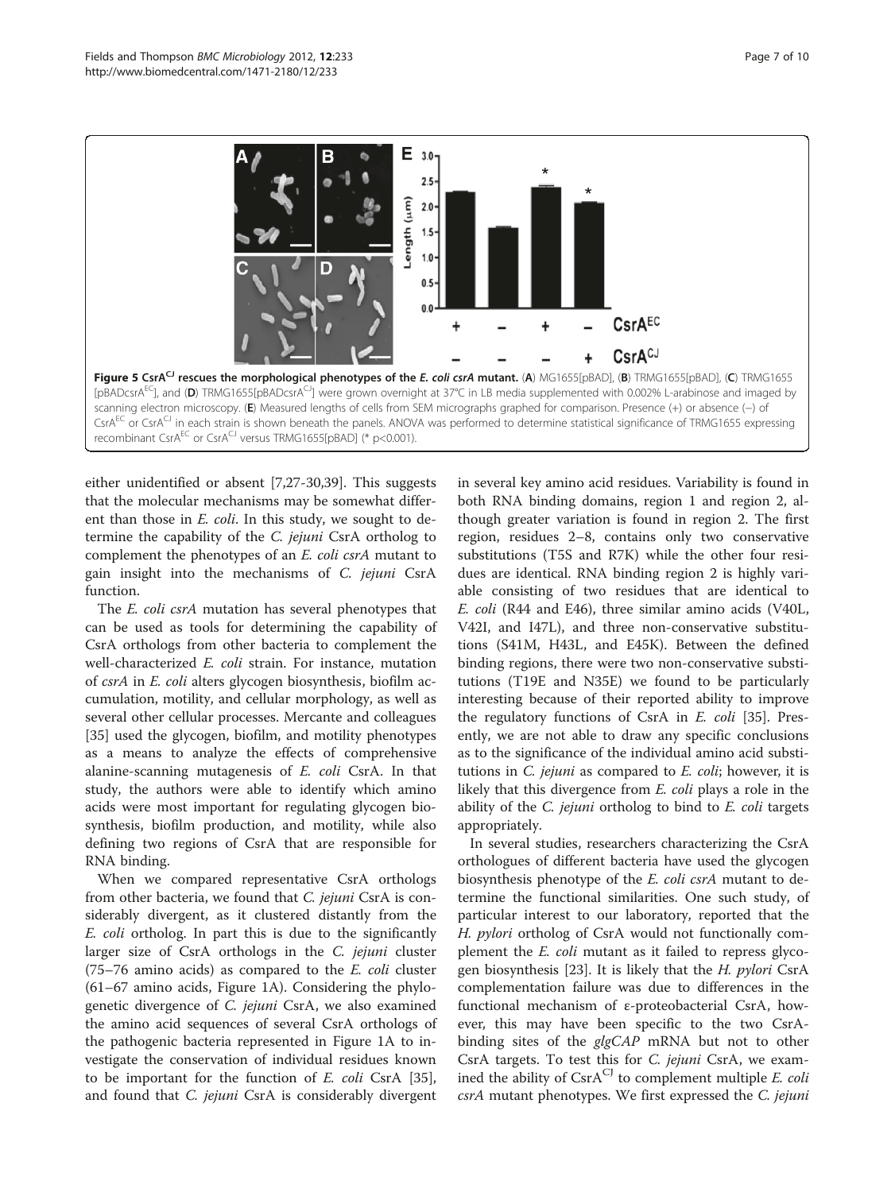**Figure 5 CsrA$^{CJ}$ rescues the morphological phenotypes of the *E. coli csrA* mutant.** (**A**) MG1655[pBAD], (**B**) TRMG1655[pBAD], (**C**) TRMG1655 [pBADcsrA$^{EC}$], and (**D**) TRMG1655[pBADcsrA$^{CJ}$] were grown overnight at 37°C in LB media supplemented with 0.002% L-arabinose and imaged by scanning electron microscopy. (**E**) Measured lengths of cells from SEM micrographs graphed for comparison. Presence (+) or absence (–) of CsrA$^{EC}$ or CsrA$^{CJ}$ in each strain is shown beneath the panels. ANOVA was performed to determine statistical significance of TRMG1655 expressing recombinant CsrA$^{EC}$ or CsrA$^{CJ}$ versus TRMG1655[pBAD] (* $p<0.001$).

either unidentified or absent [7,27-30,39]. This suggests that the molecular mechanisms may be somewhat different than those in *E. coli*. In this study, we sought to determine the capability of the *C. jejuni* CsrA ortholog to complement the phenotypes of an *E. coli csrA* mutant to gain insight into the mechanisms of *C. jejuni* CsrA function.

The *E. coli csrA* mutation has several phenotypes that can be used as tools for determining the capability of CsrA orthologs from other bacteria to complement the well-characterized *E. coli* strain. For instance, mutation of *csrA* in *E. coli* alters glycogen biosynthesis, biofilm accumulation, motility, and cellular morphology, as well as several other cellular processes. Mercante and colleagues [35] used the glycogen, biofilm, and motility phenotypes as a means to analyze the effects of comprehensive alanine-scanning mutagenesis of *E. coli* CsrA. In that study, the authors were able to identify which amino acids were most important for regulating glycogen biosynthesis, biofilm production, and motility, while also defining two regions of CsrA that are responsible for RNA binding.

When we compared representative CsrA orthologs from other bacteria, we found that *C. jejuni* CsrA is considerably divergent, as it clustered distantly from the *E. coli* ortholog. In part this is due to the significantly larger size of CsrA orthologs in the *C. jejuni* cluster (75–76 amino acids) as compared to the *E. coli* cluster (61–67 amino acids, Figure 1A). Considering the phylogenetic divergence of *C. jejuni* CsrA, we also examined the amino acid sequences of several CsrA orthologs of the pathogenic bacteria represented in Figure 1A to investigate the conservation of individual residues known to be important for the function of *E. coli* CsrA [35], and found that *C. jejuni* CsrA is considerably divergent in several key amino acid residues. Variability is found in both RNA binding domains, region 1 and region 2, although greater variation is found in region 2. The first region, residues 2–8, contains only two conservative substitutions (T5S and R7K) while the other four residues are identical. RNA binding region 2 is highly variable consisting of two residues that are identical to *E. coli* (R44 and E46), three similar amino acids (V40L, V42I, and I47L), and three non-conservative substitutions (S41M, H43L, and E45K). Between the defined binding regions, there were two non-conservative substitutions (T19E and N35E) we found to be particularly interesting because of their reported ability to improve the regulatory functions of CsrA in *E. coli* [35]. Presently, we are not able to draw any specific conclusions as to the significance of the individual amino acid substitutions in *C. jejuni* as compared to *E. coli*; however, it is likely that this divergence from *E. coli* plays a role in the ability of the *C. jejuni* ortholog to bind to *E. coli* targets appropriately.

In several studies, researchers characterizing the CsrA orthologues of different bacteria have used the glycogen biosynthesis phenotype of the *E. coli csrA* mutant to determine the functional similarities. One such study, of particular interest to our laboratory, reported that the *H. pylori* ortholog of CsrA would not functionally complement the *E. coli* mutant as it failed to repress glycogen biosynthesis [23]. It is likely that the *H. pylori* CsrA complementation failure was due to differences in the functional mechanism of ε-proteobacterial CsrA, however, this may have been specific to the two CsrA-binding sites of the *glgCAP* mRNA but not to other CsrA targets. To test this for *C. jejuni* CsrA, we examined the ability of CsrA$^{CJ}$ to complement multiple *E. coli csrA* mutant phenotypes. We first expressed the *C. jejuni*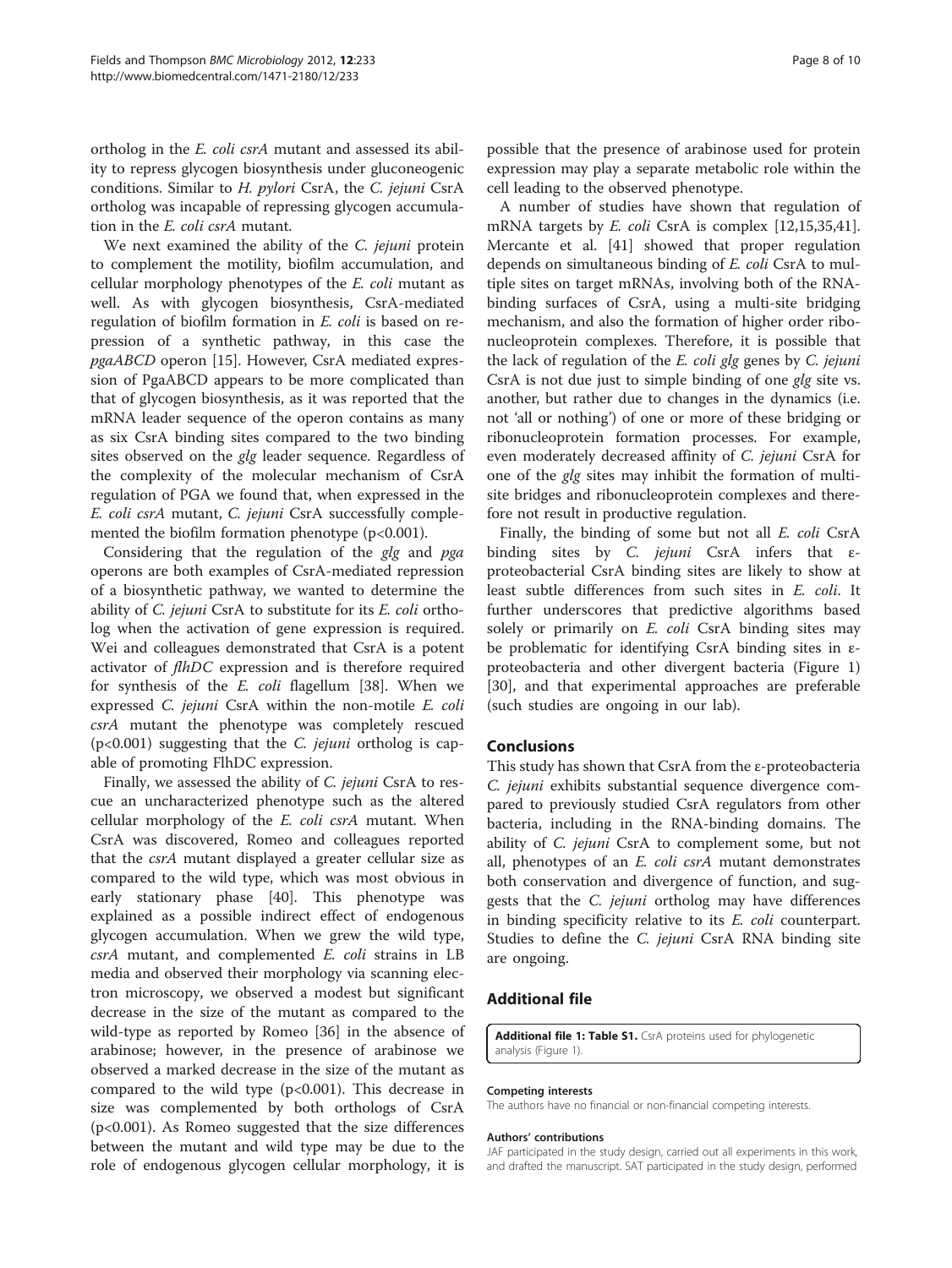ortholog in the *E. coli csrA* mutant and assessed its ability to repress glycogen biosynthesis under gluconeogenic conditions. Similar to *H. pylori* CsrA, the *C. jejuni* CsrA ortholog was incapable of repressing glycogen accumulation in the *E. coli csrA* mutant.

We next examined the ability of the *C. jejuni* protein to complement the motility, biofilm accumulation, and cellular morphology phenotypes of the *E. coli* mutant as well. As with glycogen biosynthesis, CsrA-mediated regulation of biofilm formation in *E. coli* is based on repression of a synthetic pathway, in this case the *pgaABCD* operon [15]. However, CsrA mediated expression of PgaABCD appears to be more complicated than that of glycogen biosynthesis, as it was reported that the mRNA leader sequence of the operon contains as many as six CsrA binding sites compared to the two binding sites observed on the *glg* leader sequence. Regardless of the complexity of the molecular mechanism of CsrA regulation of PGA we found that, when expressed in the *E. coli csrA* mutant, *C. jejuni* CsrA successfully complemented the biofilm formation phenotype ($p<0.001$).

Considering that the regulation of the *glg* and *pga* operons are both examples of CsrA-mediated repression of a biosynthetic pathway, we wanted to determine the ability of *C. jejuni* CsrA to substitute for its *E. coli* ortholog when the activation of gene expression is required. Wei and colleagues demonstrated that CsrA is a potent activator of *flhDC* expression and is therefore required for synthesis of the *E. coli* flagellum [38]. When we expressed *C. jejuni* CsrA within the non-motile *E. coli csrA* mutant the phenotype was completely rescued ($p<0.001$) suggesting that the *C. jejuni* ortholog is capable of promoting FlhDC expression.

Finally, we assessed the ability of *C. jejuni* CsrA to rescue an uncharacterized phenotype such as the altered cellular morphology of the *E. coli csrA* mutant. When CsrA was discovered, Romeo and colleagues reported that the *csrA* mutant displayed a greater cellular size as compared to the wild type, which was most obvious in early stationary phase [40]. This phenotype was explained as a possible indirect effect of endogenous glycogen accumulation. When we grew the wild type, *csrA* mutant, and complemented *E. coli* strains in LB media and observed their morphology via scanning electron microscopy, we observed a modest but significant decrease in the size of the mutant as compared to the wild-type as reported by Romeo [36] in the absence of arabinose; however, in the presence of arabinose we observed a marked decrease in the size of the mutant as compared to the wild type ($p<0.001$). This decrease in size was complemented by both orthologs of CsrA ($p<0.001$). As Romeo suggested that the size differences between the mutant and wild type may be due to the role of endogenous glycogen cellular morphology, it is possible that the presence of arabinose used for protein expression may play a separate metabolic role within the cell leading to the observed phenotype.

A number of studies have shown that regulation of mRNA targets by *E. coli* CsrA is complex [12,15,35,41]. Mercante et al. [41] showed that proper regulation depends on simultaneous binding of *E. coli* CsrA to multiple sites on target mRNAs, involving both of the RNA-binding surfaces of CsrA, using a multi-site bridging mechanism, and also the formation of higher order ribonucleoprotein complexes. Therefore, it is possible that the lack of regulation of the *E. coli glg* genes by *C. jejuni* CsrA is not due just to simple binding of one *glg* site vs. another, but rather due to changes in the dynamics (i.e. not 'all or nothing') of one or more of these bridging or ribonucleoprotein formation processes. For example, even moderately decreased affinity of *C. jejuni* CsrA for one of the *glg* sites may inhibit the formation of multi-site bridges and ribonucleoprotein complexes and therefore not result in productive regulation.

Finally, the binding of some but not all *E. coli* CsrA binding sites by *C. jejuni* CsrA infers that ε-proteobacterial CsrA binding sites are likely to show at least subtle differences from such sites in *E. coli*. It further underscores that predictive algorithms based solely or primarily on *E. coli* CsrA binding sites may be problematic for identifying CsrA binding sites in ε-proteobacteria and other divergent bacteria (Figure 1) [30], and that experimental approaches are preferable (such studies are ongoing in our lab).

## Conclusions

This study has shown that CsrA from the ε-proteobacteria *C. jejuni* exhibits substantial sequence divergence compared to previously studied CsrA regulators from other bacteria, including in the RNA-binding domains. The ability of *C. jejuni* CsrA to complement some, but not all, phenotypes of an *E. coli csrA* mutant demonstrates both conservation and divergence of function, and suggests that the *C. jejuni* ortholog may have differences in binding specificity relative to its *E. coli* counterpart. Studies to define the *C. jejuni* CsrA RNA binding site are ongoing.

## Additional file

**Additional file 1: Table S1.** CsrA proteins used for phylogenetic analysis (Figure 1).

#### Competing interests

The authors have no financial or non-financial competing interests.

#### Authors' contributions

JAF participated in the study design, carried out all experiments in this work, and drafted the manuscript. SAT participated in the study design, performed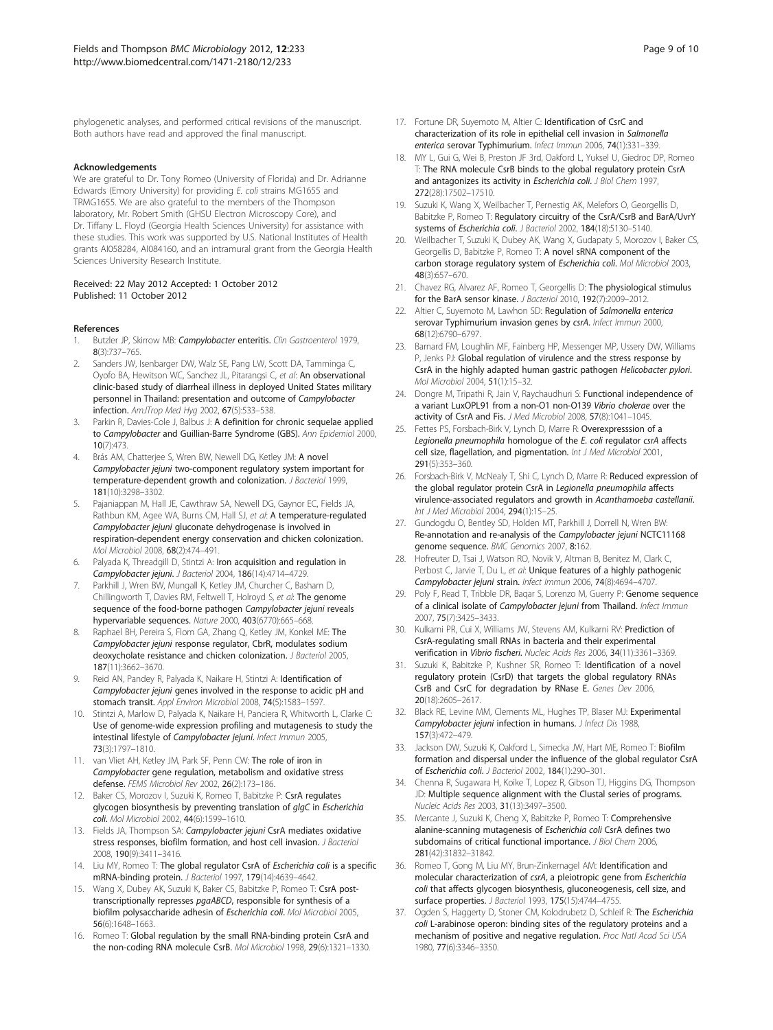phylogenetic analyses, and performed critical revisions of the manuscript. Both authors have read and approved the final manuscript.

#### Acknowledgements

We are grateful to Dr. Tony Romeo (University of Florida) and Dr. Adrianne Edwards (Emory University) for providing *E. coli* strains MG1655 and TRMG1655. We are also grateful to the members of the Thompson laboratory, Mr. Robert Smith (GHSU Electron Microscopy Core), and Dr. Tiffany L. Floyd (Georgia Health Sciences University) for assistance with these studies. This work was supported by U.S. National Institutes of Health grants AI058284, AI084160, and an intramural grant from the Georgia Health Sciences University Research Institute.

Received: 22 May 2012 Accepted: 1 October 2012
Published: 11 October 2012

#### References

1. Butzler JP, Skirrow MB: ***Campylobacter*** **enteritis.** *Clin Gastroenterol* 1979, **8**(3):737–765.
2. Sanders JW, Isenbarger DW, Walz SE, Pang LW, Scott DA, Tamminga C, Oyofo BA, Hewitson WC, Sanchez JL, Pitarangsi C, *et al*: **An observational clinic-based study of diarrheal illness in deployed United States military personnel in Thailand: presentation and outcome of** ***Campylobacter*** **infection.** *AmJTrop Med Hyg* 2002, **67**(5):533–538.
3. Parkin R, Davies-Cole J, Balbus J: **A definition for chronic sequelae applied to** ***Campylobacter*** **and Guillian-Barre Syndrome (GBS).** *Ann Epidemiol* 2000, **10**(7):473.
4. Brás AM, Chatterjee S, Wren BW, Newell DG, Ketley JM: **A novel** ***Campylobacter jejuni*** **two-component regulatory system important for temperature-dependent growth and colonization.** *J Bacteriol* 1999, **181**(10):3298–3302.
5. Pajaniappan M, Hall JE, Cawthraw SA, Newell DG, Gaynor EC, Fields JA, Rathbun KM, Agee WA, Burns CM, Hall SJ, *et al*: **A temperature-regulated** ***Campylobacter jejuni*** **gluconate dehydrogenase is involved in respiration-dependent energy conservation and chicken colonization.** *Mol Microbiol* 2008, **68**(2):474–491.
6. Palyada K, Threadgill D, Stintzi A: **Iron acquisition and regulation in** ***Campylobacter jejuni*****.** *J Bacteriol* 2004, **186**(14):4714–4729.
7. Parkhill J, Wren BW, Mungall K, Ketley JM, Churcher C, Basham D, Chillingworth T, Davies RM, Feltwell T, Holroyd S, *et al*: **The genome sequence of the food-borne pathogen** ***Campylobacter jejuni*** **reveals hypervariable sequences.** *Nature* 2000, **403**(6770):665–668.
8. Raphael BH, Pereira S, Flom GA, Zhang Q, Ketley JM, Konkel ME: **The** ***Campylobacter jejuni*** **response regulator, CbrR, modulates sodium deoxycholate resistance and chicken colonization.** *J Bacteriol* 2005, **187**(11):3662–3670.
9. Reid AN, Pandey R, Palyada K, Naikare H, Stintzi A: **Identification of** ***Campylobacter jejuni*** **genes involved in the response to acidic pH and stomach transit.** *Appl Environ Microbiol* 2008, **74**(5):1583–1597.
10. Stintzi A, Marlow D, Palyada K, Naikare H, Panciera R, Whitworth L, Clarke C: **Use of genome-wide expression profiling and mutagenesis to study the intestinal lifestyle of** ***Campylobacter jejuni*****.** *Infect Immun* 2005, **73**(3):1797–1810.
11. van Vliet AH, Ketley JM, Park SF, Penn CW: **The role of iron in** ***Campylobacter*** **gene regulation, metabolism and oxidative stress defense.** *FEMS Microbiol Rev* 2002, **26**(2):173–186.
12. Baker CS, Morozov I, Suzuki K, Romeo T, Babitzke P: **CsrA regulates glycogen biosynthesis by preventing translation of** ***glgC*** **in** ***Escherichia coli*****.** *Mol Microbiol* 2002, **44**(6):1599–1610.
13. Fields JA, Thompson SA: ***Campylobacter jejuni*** **CsrA mediates oxidative stress responses, biofilm formation, and host cell invasion.** *J Bacteriol* 2008, **190**(9):3411–3416.
14. Liu MY, Romeo T: **The global regulator CsrA of** ***Escherichia coli*** **is a specific mRNA-binding protein.** *J Bacteriol* 1997, **179**(14):4639–4642.
15. Wang X, Dubey AK, Suzuki K, Baker CS, Babitzke P, Romeo T: **CsrA post-transcriptionally represses** ***pgaABCD*****, responsible for synthesis of a biofilm polysaccharide adhesin of** ***Escherichia coli*****.** *Mol Microbiol* 2005, **56**(6):1648–1663.
16. Romeo T: **Global regulation by the small RNA-binding protein CsrA and the non-coding RNA molecule CsrB.** *Mol Microbiol* 1998, **29**(6):1321–1330.
17. Fortune DR, Suyemoto M, Altier C: **Identification of CsrC and characterization of its role in epithelial cell invasion in** ***Salmonella enterica*** **serovar Typhimurium.** *Infect Immun* 2006, **74**(1):331–339.
18. MY L, Gui G, Wei B, Preston JF 3rd, Oakford L, Yuksel U, Giedroc DP, Romeo T: **The RNA molecule CsrB binds to the global regulatory protein CsrA and antagonizes its activity in** ***Escherichia coli*****.** *J Biol Chem* 1997, **272**(28):17502–17510.
19. Suzuki K, Wang X, Weilbacher T, Pernestig AK, Melefors O, Georgellis D, Babitzke P, Romeo T: **Regulatory circuitry of the CsrA/CsrB and BarA/UvrY systems of** ***Escherichia coli*****.** *J Bacteriol* 2002, **184**(18):5130–5140.
20. Weilbacher T, Suzuki K, Dubey AK, Wang X, Gudapaty S, Morozov I, Baker CS, Georgellis D, Babitzke P, Romeo T: **A novel sRNA component of the carbon storage regulatory system of** ***Escherichia coli*****.** *Mol Microbiol* 2003, **48**(3):657–670.
21. Chavez RG, Alvarez AF, Romeo T, Georgellis D: **The physiological stimulus for the BarA sensor kinase.** *J Bacteriol* 2010, **192**(7):2009–2012.
22. Altier C, Suyemoto M, Lawhon SD: **Regulation of** ***Salmonella enterica*** **serovar Typhimurium invasion genes by** ***csrA*****.** *Infect Immun* 2000, **68**(12):6790–6797.
23. Barnard FM, Loughlin MF, Fainberg HP, Messenger MP, Ussery DW, Williams P, Jenks PJ: **Global regulation of virulence and the stress response by CsrA in the highly adapted human gastric pathogen** ***Helicobacter pylori*****.** *Mol Microbiol* 2004, **51**(1):15–32.
24. Dongre M, Tripathi R, Jain V, Raychaudhuri S: **Functional independence of a variant LuxOPL91 from a non-O1 non-O139** ***Vibrio cholerae*** **over the activity of CsrA and Fis.** *J Med Microbiol* 2008, **57**(8):1041–1045.
25. Fettes PS, Forsbach-Birk V, Lynch D, Marre R: **Overexpresssion of a** ***Legionella pneumophila*** **homologue of the** ***E. coli*** **regulator** ***csrA*** **affects cell size, flagellation, and pigmentation.** *Int J Med Microbiol* 2001, **291**(5):353–360.
26. Forsbach-Birk V, McNealy T, Shi C, Lynch D, Marre R: **Reduced expression of the global regulator protein CsrA in** ***Legionella pneumophila*** **affects virulence-associated regulators and growth in** ***Acanthamoeba castellanii*****.** *Int J Med Microbiol* 2004, **294**(1):15–25.
27. Gundogdu O, Bentley SD, Holden MT, Parkhill J, Dorrell N, Wren BW: **Re-annotation and re-analysis of the** ***Campylobacter jejuni*** **NCTC11168 genome sequence.** *BMC Genomics* 2007, **8**:162.
28. Hofreuter D, Tsai J, Watson RO, Novik V, Altman B, Benitez M, Clark C, Perbost C, Jarvie T, Du L, *et al*: **Unique features of a highly pathogenic** ***Campylobacter jejuni*** **strain.** *Infect Immun* 2006, **74**(8):4694–4707.
29. Poly F, Read T, Tribble DR, Baqar S, Lorenzo M, Guerry P: **Genome sequence of a clinical isolate of** ***Campylobacter jejuni*** **from Thailand.** *Infect Immun* 2007, **75**(7):3425–3433.
30. Kulkarni PR, Cui X, Williams JW, Stevens AM, Kulkarni RV: **Prediction of CsrA-regulating small RNAs in bacteria and their experimental verification in** ***Vibrio fischeri*****.** *Nucleic Acids Res* 2006, **34**(11):3361–3369.
31. Suzuki K, Babitzke P, Kushner SR, Romeo T: **Identification of a novel regulatory protein (CsrD) that targets the global regulatory RNAs CsrB and CsrC for degradation by RNase E.** *Genes Dev* 2006, **20**(18):2605–2617.
32. Black RE, Levine MM, Clements ML, Hughes TP, Blaser MJ: **Experimental** ***Campylobacter jejuni*** **infection in humans.** *J Infect Dis* 1988, **157**(3):472–479.
33. Jackson DW, Suzuki K, Oakford L, Simecka JW, Hart ME, Romeo T: **Biofilm formation and dispersal under the influence of the global regulator CsrA of** ***Escherichia coli*****.** *J Bacteriol* 2002, **184**(1):290–301.
34. Chenna R, Sugawara H, Koike T, Lopez R, Gibson TJ, Higgins DG, Thompson JD: **Multiple sequence alignment with the Clustal series of programs.** *Nucleic Acids Res* 2003, **31**(13):3497–3500.
35. Mercante J, Suzuki K, Cheng X, Babitzke P, Romeo T: **Comprehensive alanine-scanning mutagenesis of** ***Escherichia coli*** **CsrA defines two subdomains of critical functional importance.** *J Biol Chem* 2006, **281**(42):31832–31842.
36. Romeo T, Gong M, Liu MY, Brun-Zinkernagel AM: **Identification and molecular characterization of** ***csrA*****, a pleiotropic gene from** ***Escherichia coli*** **that affects glycogen biosynthesis, gluconeogenesis, cell size, and surface properties.** *J Bacteriol* 1993, **175**(15):4744–4755.
37. Ogden S, Haggerty D, Stoner CM, Kolodrubetz D, Schleif R: **The** ***Escherichia coli*** **L-arabinose operon: binding sites of the regulatory proteins and a mechanism of positive and negative regulation.** *Proc Natl Acad Sci USA* 1980, **77**(6):3346–3350.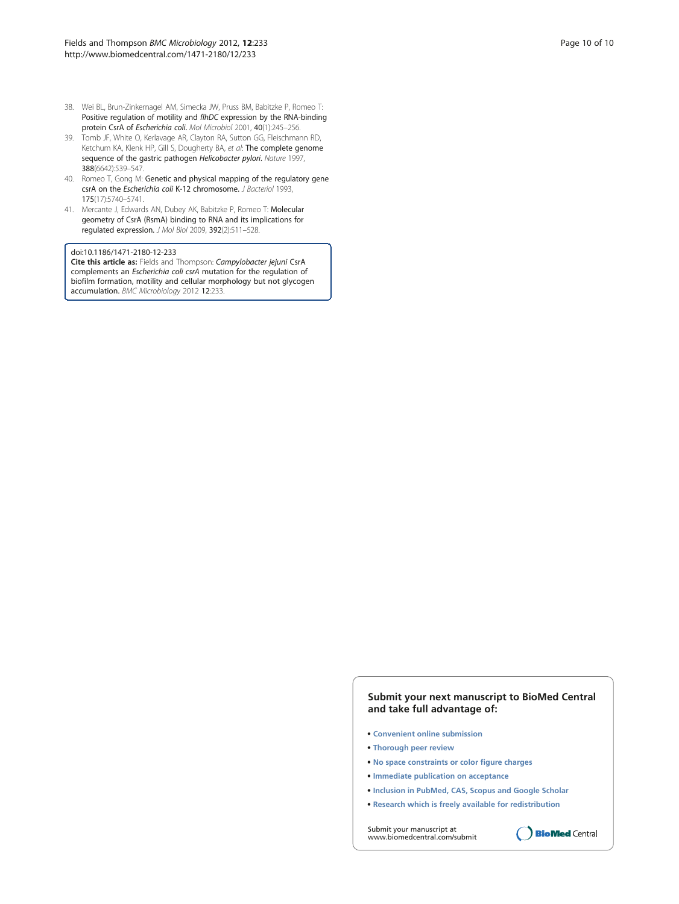38. Wei BL, Brun-Zinkernagel AM, Simecka JW, Pruss BM, Babitzke P, Romeo T: **Positive regulation of motility and *flhDC* expression by the RNA-binding protein CsrA of *Escherichia coli*.** *Mol Microbiol* 2001, **40**(1):245–256.
39. Tomb JF, White O, Kerlavage AR, Clayton RA, Sutton GG, Fleischmann RD, Ketchum KA, Klenk HP, Gill S, Dougherty BA, *et al*: **The complete genome sequence of the gastric pathogen *Helicobacter pylori*.** *Nature* 1997, **388**(6642):539–547.
40. Romeo T, Gong M: **Genetic and physical mapping of the regulatory gene csrA on the *Escherichia coli* K-12 chromosome.** *J Bacteriol* 1993, **175**(17):5740–5741.
41. Mercante J, Edwards AN, Dubey AK, Babitzke P, Romeo T: **Molecular geometry of CsrA (RsmA) binding to RNA and its implications for regulated expression.** *J Mol Biol* 2009, **392**(2):511–528.

doi:10.1186/1471-2180-12-233

**Cite this article as:** Fields and Thompson: ***Campylobacter jejuni* CsrA complements an *Escherichia coli csrA* mutation for the regulation of biofilm formation, motility and cellular morphology but not glycogen accumulation.** *BMC Microbiology* 2012 **12**:233.

**Submit your next manuscript to BioMed Central and take full advantage of:**

- **Convenient online submission**
- **Thorough peer review**
- **No space constraints or color figure charges**
- **Immediate publication on acceptance**
- **Inclusion in PubMed, CAS, Scopus and Google Scholar**
- **Research which is freely available for redistribution**

Submit your manuscript at
www.biomedcentral.com/submit

BioMed Central